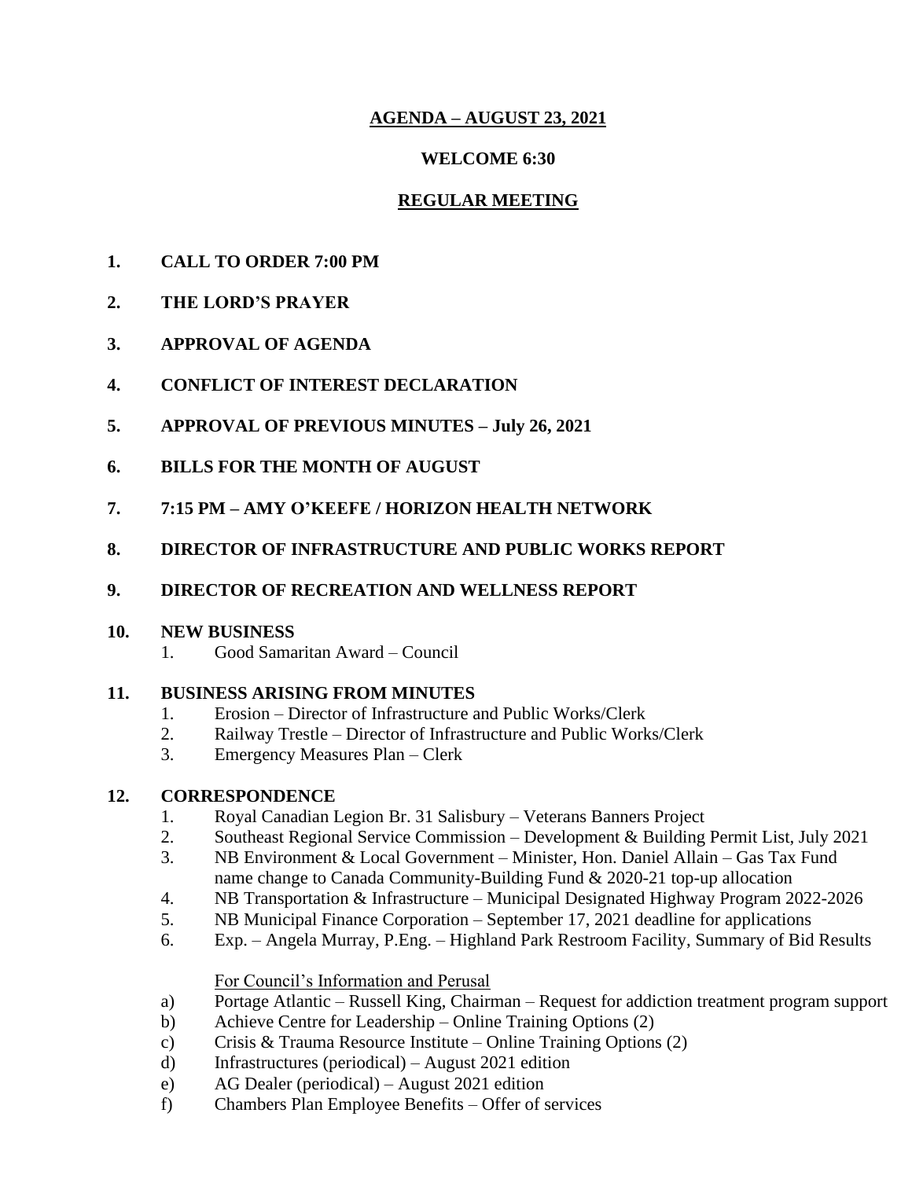# AGENDA – AUGUST 23, 2021

**WELCOME 6:30**

## REGULAR MEETING

**1. CALL TO ORDER 7:00 PM**

**2. THE LORD'S PRAYER**

**3. APPROVAL OF AGENDA**

**4. CONFLICT OF INTEREST DECLARATION**

**5. APPROVAL OF PREVIOUS MINUTES – July 26, 2021**

**6. BILLS FOR THE MONTH OF AUGUST**

**7. 7:15 PM – AMY O'KEEFE / HORIZON HEALTH NETWORK**

**8. DIRECTOR OF INFRASTRUCTURE AND PUBLIC WORKS REPORT**

**9. DIRECTOR OF RECREATION AND WELLNESS REPORT**

**10. NEW BUSINESS**

1. Good Samaritan Award – Council

**11. BUSINESS ARISING FROM MINUTES**

1. Erosion – Director of Infrastructure and Public Works/Clerk
2. Railway Trestle – Director of Infrastructure and Public Works/Clerk
3. Emergency Measures Plan – Clerk

**12. CORRESPONDENCE**

1. Royal Canadian Legion Br. 31 Salisbury – Veterans Banners Project
2. Southeast Regional Service Commission – Development & Building Permit List, July 2021
3. NB Environment & Local Government – Minister, Hon. Daniel Allain – Gas Tax Fund name change to Canada Community-Building Fund & 2020-21 top-up allocation
4. NB Transportation & Infrastructure – Municipal Designated Highway Program 2022-2026
5. NB Municipal Finance Corporation – September 17, 2021 deadline for applications
6. Exp. – Angela Murray, P.Eng. – Highland Park Restroom Facility, Summary of Bid Results

For Council's Information and Perusal

a) Portage Atlantic – Russell King, Chairman – Request for addiction treatment program support
b) Achieve Centre for Leadership – Online Training Options (2)
c) Crisis & Trauma Resource Institute – Online Training Options (2)
d) Infrastructures (periodical) – August 2021 edition
e) AG Dealer (periodical) – August 2021 edition
f) Chambers Plan Employee Benefits – Offer of services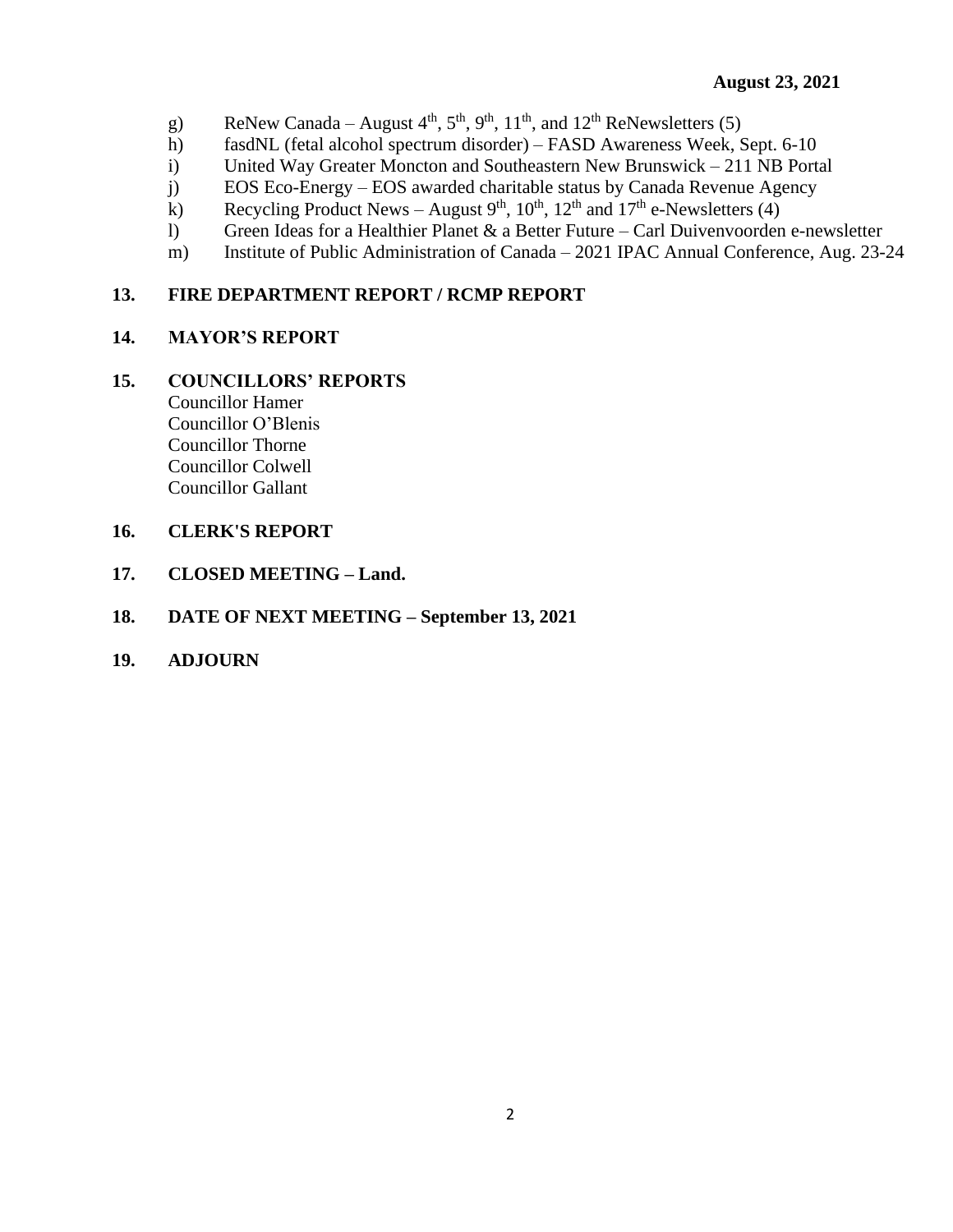**August 23, 2021**

g) ReNew Canada – August 4th, 5th, 9th, 11th, and 12th ReNewsletters (5)
h) fasdNL (fetal alcohol spectrum disorder) – FASD Awareness Week, Sept. 6-10
i) United Way Greater Moncton and Southeastern New Brunswick – 211 NB Portal
j) EOS Eco-Energy – EOS awarded charitable status by Canada Revenue Agency
k) Recycling Product News – August 9th, 10th, 12th and 17th e-Newsletters (4)
l) Green Ideas for a Healthier Planet & a Better Future – Carl Duivenvoorden e-newsletter
m) Institute of Public Administration of Canada – 2021 IPAC Annual Conference, Aug. 23-24

**13. FIRE DEPARTMENT REPORT / RCMP REPORT**

**14. MAYOR'S REPORT**

**15. COUNCILLORS' REPORTS**

Councillor Hamer
Councillor O'Blenis
Councillor Thorne
Councillor Colwell
Councillor Gallant

**16. CLERK'S REPORT**

**17. CLOSED MEETING – Land.**

**18. DATE OF NEXT MEETING – September 13, 2021**

**19. ADJOURN**